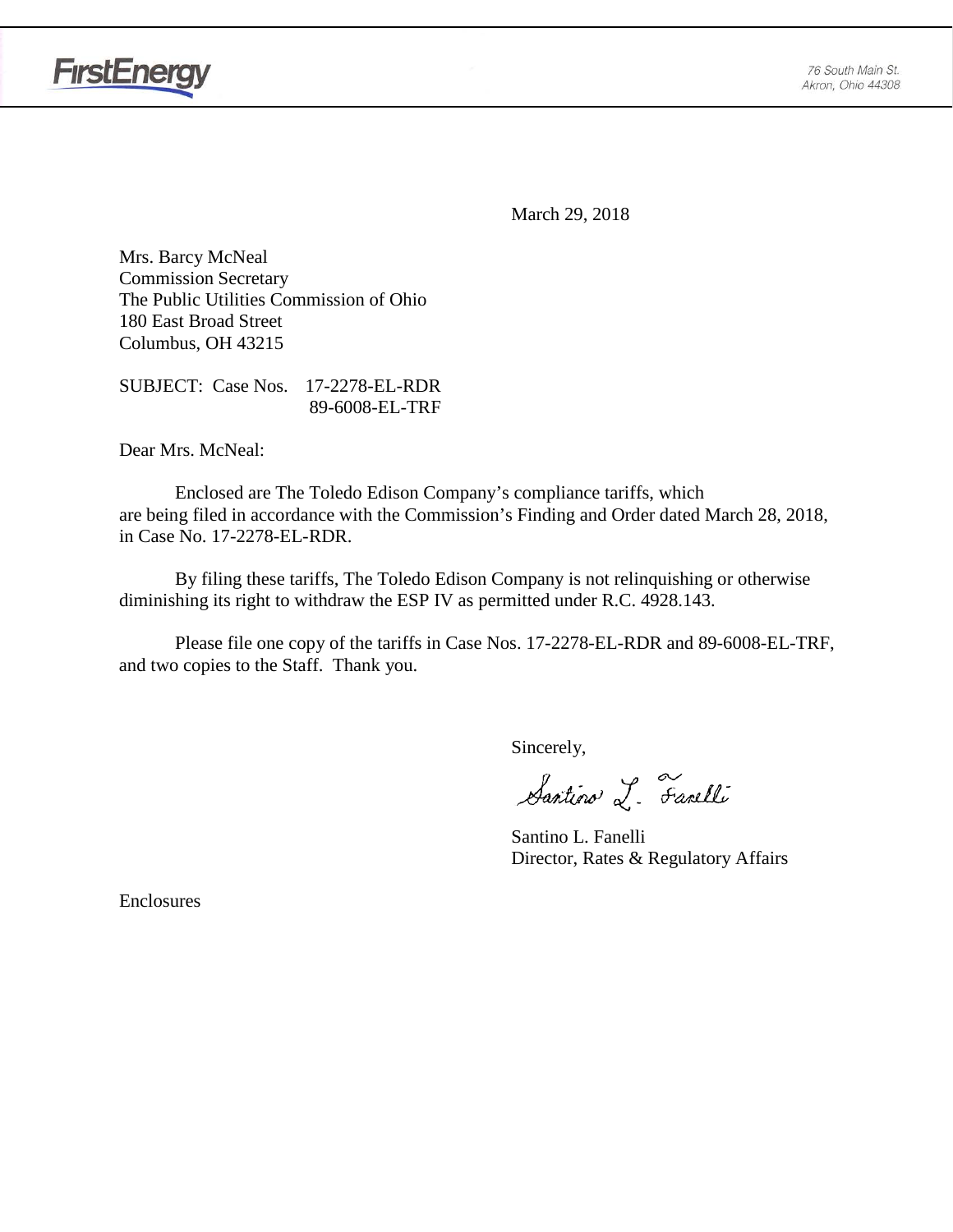FirstEnergy

76 South Main St.
Akron, Ohio 44308

March 29, 2018

Mrs. Barcy McNeal
Commission Secretary
The Public Utilities Commission of Ohio
180 East Broad Street
Columbus, OH 43215

SUBJECT: Case Nos. 17-2278-EL-RDR
89-6008-EL-TRF

Dear Mrs. McNeal:

Enclosed are The Toledo Edison Company's compliance tariffs, which are being filed in accordance with the Commission's Finding and Order dated March 28, 2018, in Case No. 17-2278-EL-RDR.

By filing these tariffs, The Toledo Edison Company is not relinquishing or otherwise diminishing its right to withdraw the ESP IV as permitted under R.C. 4928.143.

Please file one copy of the tariffs in Case Nos. 17-2278-EL-RDR and 89-6008-EL-TRF, and two copies to the Staff. Thank you.

Sincerely,

Santino L. Fanelli

Santino L. Fanelli
Director, Rates & Regulatory Affairs

Enclosures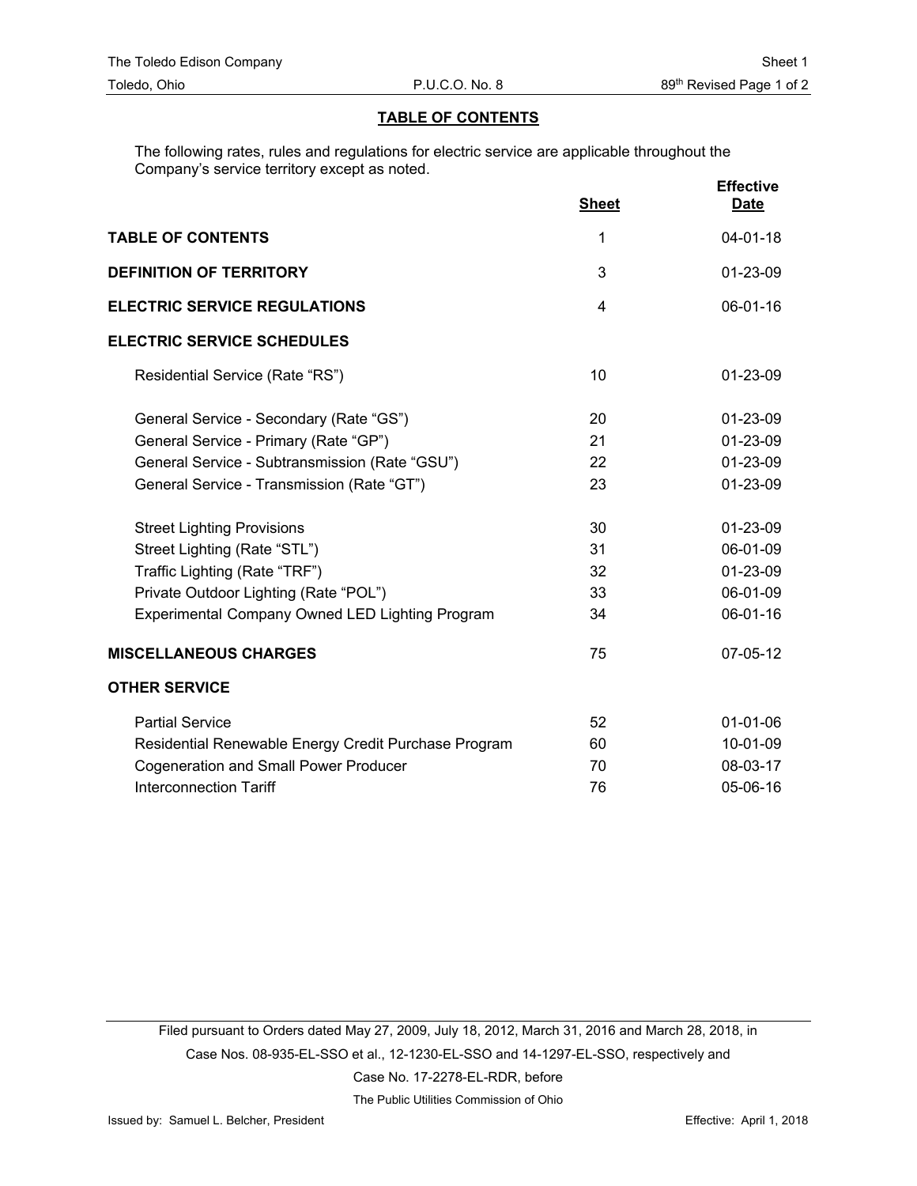## TABLE OF CONTENTS

The following rates, rules and regulations for electric service are applicable throughout the Company's service territory except as noted.

| | Sheet | Effective Date |
|---|---|---|
| **TABLE OF CONTENTS** | 1 | 04-01-18 |
| **DEFINITION OF TERRITORY** | 3 | 01-23-09 |
| **ELECTRIC SERVICE REGULATIONS** | 4 | 06-01-16 |
| **ELECTRIC SERVICE SCHEDULES** | | |
| Residential Service (Rate "RS") | 10 | 01-23-09 |
| General Service - Secondary (Rate "GS") | 20 | 01-23-09 |
| General Service - Primary (Rate "GP") | 21 | 01-23-09 |
| General Service - Subtransmission (Rate "GSU") | 22 | 01-23-09 |
| General Service - Transmission (Rate "GT") | 23 | 01-23-09 |
| Street Lighting Provisions | 30 | 01-23-09 |
| Street Lighting (Rate "STL") | 31 | 06-01-09 |
| Traffic Lighting (Rate "TRF") | 32 | 01-23-09 |
| Private Outdoor Lighting (Rate "POL") | 33 | 06-01-09 |
| Experimental Company Owned LED Lighting Program | 34 | 06-01-16 |
| **MISCELLANEOUS CHARGES** | 75 | 07-05-12 |
| **OTHER SERVICE** | | |
| Partial Service | 52 | 01-01-06 |
| Residential Renewable Energy Credit Purchase Program | 60 | 10-01-09 |
| Cogeneration and Small Power Producer | 70 | 08-03-17 |
| Interconnection Tariff | 76 | 05-06-16 |

Filed pursuant to Orders dated May 27, 2009, July 18, 2012, March 31, 2016 and March 28, 2018, in Case Nos. 08-935-EL-SSO et al., 12-1230-EL-SSO and 14-1297-EL-SSO, respectively and Case No. 17-2278-EL-RDR, before The Public Utilities Commission of Ohio

Issued by: Samuel L. Belcher, President

Effective: April 1, 2018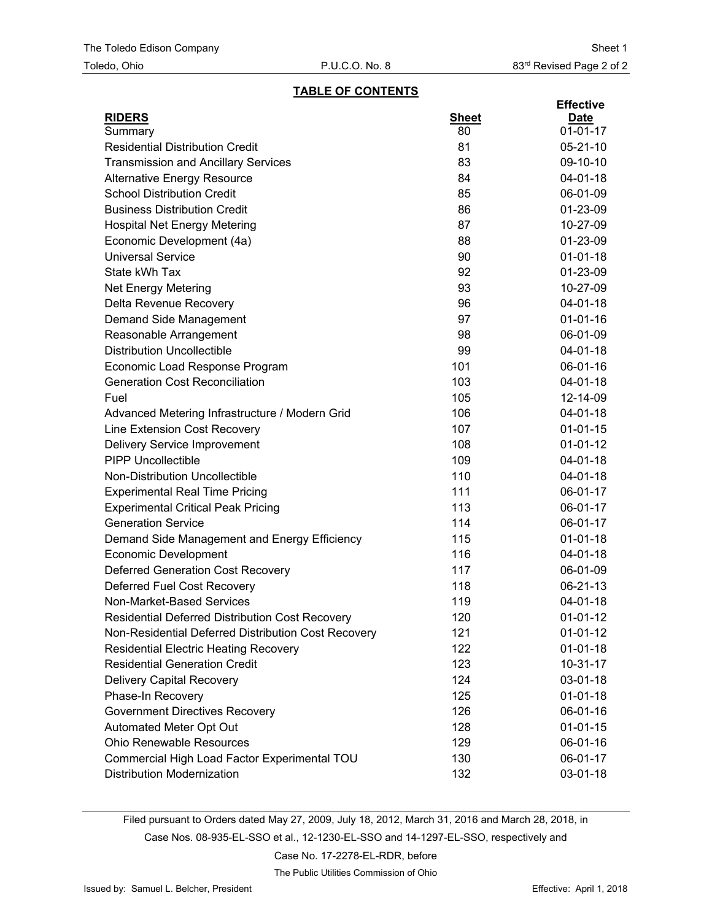## TABLE OF CONTENTS

| RIDERS | Sheet | Effective Date |
|---|---|---|
| Summary | 80 | 01-01-17 |
| Residential Distribution Credit | 81 | 05-21-10 |
| Transmission and Ancillary Services | 83 | 09-10-10 |
| Alternative Energy Resource | 84 | 04-01-18 |
| School Distribution Credit | 85 | 06-01-09 |
| Business Distribution Credit | 86 | 01-23-09 |
| Hospital Net Energy Metering | 87 | 10-27-09 |
| Economic Development (4a) | 88 | 01-23-09 |
| Universal Service | 90 | 01-01-18 |
| State kWh Tax | 92 | 01-23-09 |
| Net Energy Metering | 93 | 10-27-09 |
| Delta Revenue Recovery | 96 | 04-01-18 |
| Demand Side Management | 97 | 01-01-16 |
| Reasonable Arrangement | 98 | 06-01-09 |
| Distribution Uncollectible | 99 | 04-01-18 |
| Economic Load Response Program | 101 | 06-01-16 |
| Generation Cost Reconciliation | 103 | 04-01-18 |
| Fuel | 105 | 12-14-09 |
| Advanced Metering Infrastructure / Modern Grid | 106 | 04-01-18 |
| Line Extension Cost Recovery | 107 | 01-01-15 |
| Delivery Service Improvement | 108 | 01-01-12 |
| PIPP Uncollectible | 109 | 04-01-18 |
| Non-Distribution Uncollectible | 110 | 04-01-18 |
| Experimental Real Time Pricing | 111 | 06-01-17 |
| Experimental Critical Peak Pricing | 113 | 06-01-17 |
| Generation Service | 114 | 06-01-17 |
| Demand Side Management and Energy Efficiency | 115 | 01-01-18 |
| Economic Development | 116 | 04-01-18 |
| Deferred Generation Cost Recovery | 117 | 06-01-09 |
| Deferred Fuel Cost Recovery | 118 | 06-21-13 |
| Non-Market-Based Services | 119 | 04-01-18 |
| Residential Deferred Distribution Cost Recovery | 120 | 01-01-12 |
| Non-Residential Deferred Distribution Cost Recovery | 121 | 01-01-12 |
| Residential Electric Heating Recovery | 122 | 01-01-18 |
| Residential Generation Credit | 123 | 10-31-17 |
| Delivery Capital Recovery | 124 | 03-01-18 |
| Phase-In Recovery | 125 | 01-01-18 |
| Government Directives Recovery | 126 | 06-01-16 |
| Automated Meter Opt Out | 128 | 01-01-15 |
| Ohio Renewable Resources | 129 | 06-01-16 |
| Commercial High Load Factor Experimental TOU | 130 | 06-01-17 |
| Distribution Modernization | 132 | 03-01-18 |

Filed pursuant to Orders dated May 27, 2009, July 18, 2012, March 31, 2016 and March 28, 2018, in Case Nos. 08-935-EL-SSO et al., 12-1230-EL-SSO and 14-1297-EL-SSO, respectively and Case No. 17-2278-EL-RDR, before The Public Utilities Commission of Ohio

Issued by: Samuel L. Belcher, President

Effective: April 1, 2018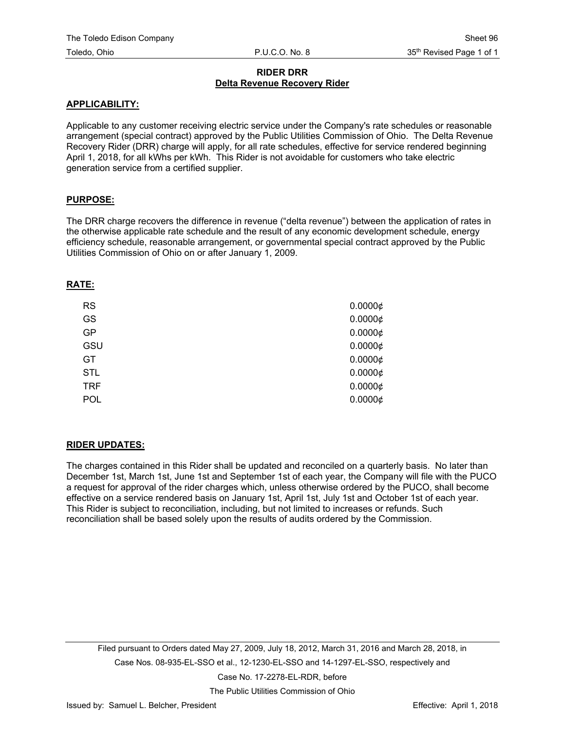# RIDER DRR
## Delta Revenue Recovery Rider

**APPLICABILITY:**

Applicable to any customer receiving electric service under the Company's rate schedules or reasonable arrangement (special contract) approved by the Public Utilities Commission of Ohio. The Delta Revenue Recovery Rider (DRR) charge will apply, for all rate schedules, effective for service rendered beginning April 1, 2018, for all kWhs per kWh. This Rider is not avoidable for customers who take electric generation service from a certified supplier.

**PURPOSE:**

The DRR charge recovers the difference in revenue ("delta revenue") between the application of rates in the otherwise applicable rate schedule and the result of any economic development schedule, energy efficiency schedule, reasonable arrangement, or governmental special contract approved by the Public Utilities Commission of Ohio on or after January 1, 2009.

**RATE:**

| | |
|---|---|
| RS | 0.0000¢ |
| GS | 0.0000¢ |
| GP | 0.0000¢ |
| GSU | 0.0000¢ |
| GT | 0.0000¢ |
| STL | 0.0000¢ |
| TRF | 0.0000¢ |
| POL | 0.0000¢ |

**RIDER UPDATES:**

The charges contained in this Rider shall be updated and reconciled on a quarterly basis. No later than December 1st, March 1st, June 1st and September 1st of each year, the Company will file with the PUCO a request for approval of the rider charges which, unless otherwise ordered by the PUCO, shall become effective on a service rendered basis on January 1st, April 1st, July 1st and October 1st of each year. This Rider is subject to reconciliation, including, but not limited to increases or refunds. Such reconciliation shall be based solely upon the results of audits ordered by the Commission.

Filed pursuant to Orders dated May 27, 2009, July 18, 2012, March 31, 2016 and March 28, 2018, in Case Nos. 08-935-EL-SSO et al., 12-1230-EL-SSO and 14-1297-EL-SSO, respectively and Case No. 17-2278-EL-RDR, before The Public Utilities Commission of Ohio

Issued by: Samuel L. Belcher, President

Effective: April 1, 2018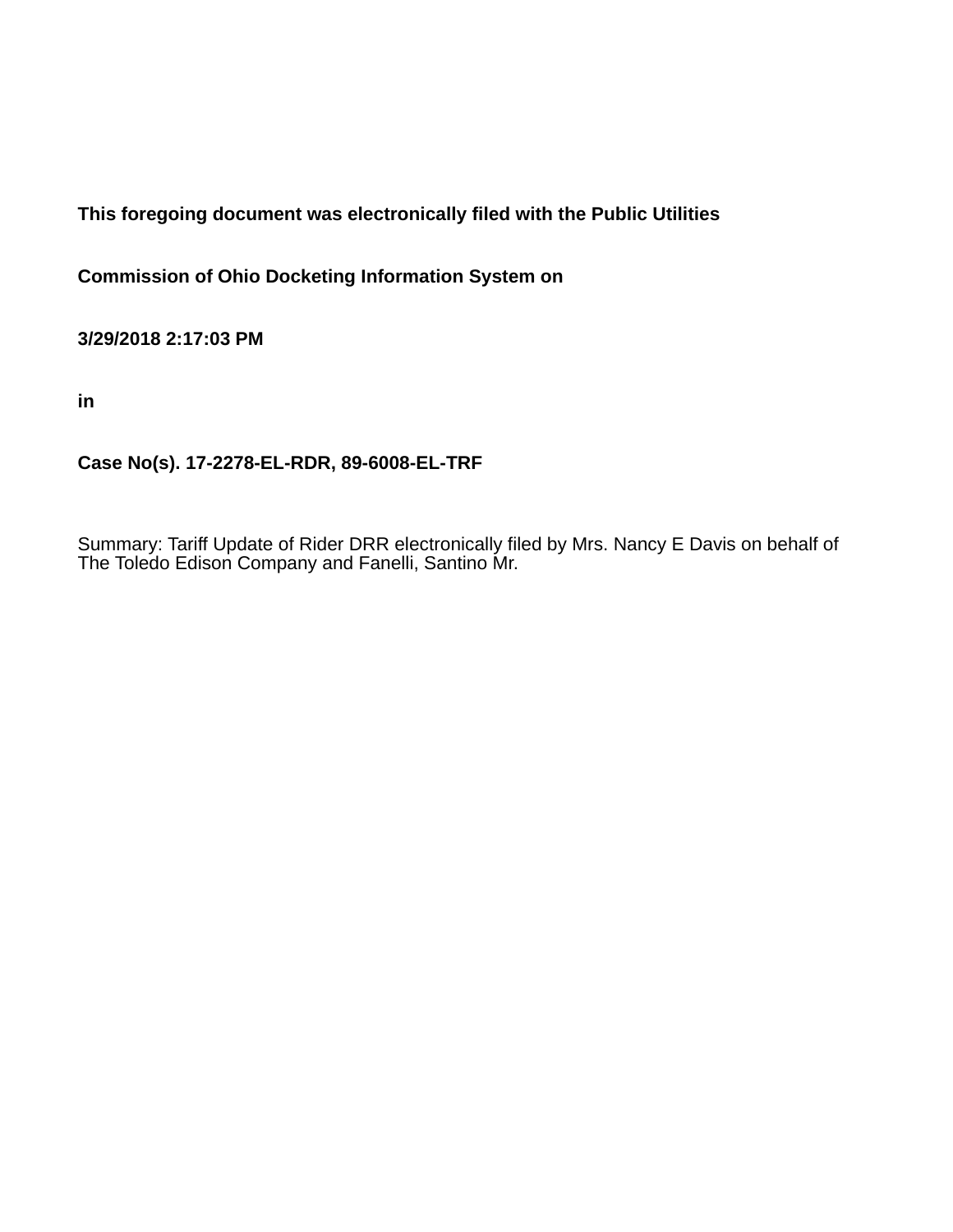**This foregoing document was electronically filed with the Public Utilities**

**Commission of Ohio Docketing Information System on**

**3/29/2018 2:17:03 PM**

**in**

**Case No(s). 17-2278-EL-RDR, 89-6008-EL-TRF**

Summary: Tariff Update of Rider DRR electronically filed by Mrs. Nancy E Davis on behalf of The Toledo Edison Company and Fanelli, Santino Mr.